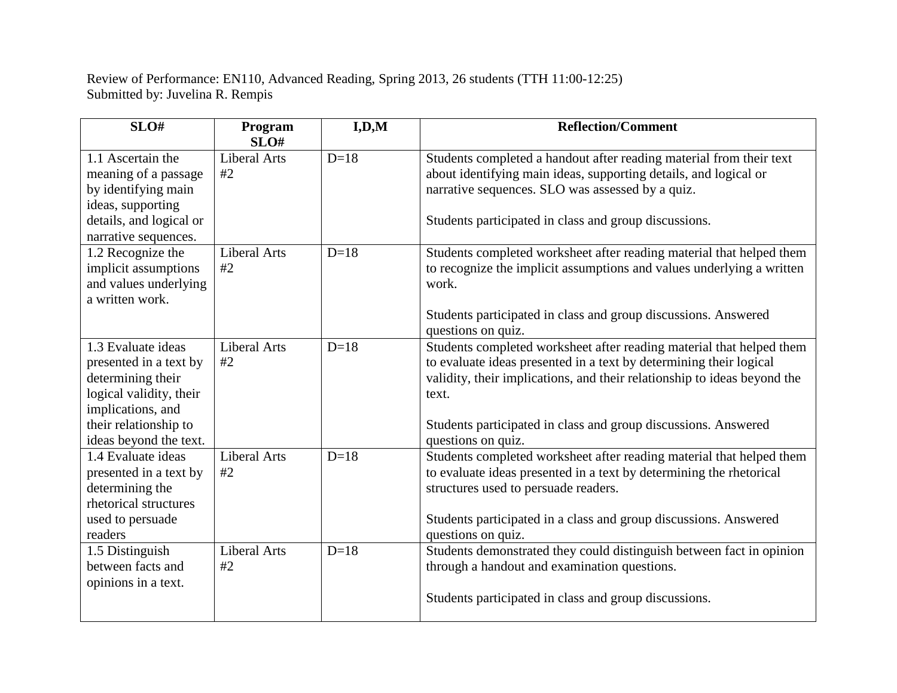Review of Performance: EN110, Advanced Reading, Spring 2013, 26 students (TTH 11:00-12:25)
Submitted by: Juvelina R. Rempis

| SLO# | Program SLO# | I,D,M | Reflection/Comment |
|---|---|---|---|
| 1.1 Ascertain the meaning of a passage by identifying main ideas, supporting details, and logical or narrative sequences. | Liberal Arts #2 | D=18 | Students completed a handout after reading material from their text about identifying main ideas, supporting details, and logical or narrative sequences. SLO was assessed by a quiz.<br><br>Students participated in class and group discussions. |
| 1.2 Recognize the implicit assumptions and values underlying a written work. | Liberal Arts #2 | D=18 | Students completed worksheet after reading material that helped them to recognize the implicit assumptions and values underlying a written work.<br><br>Students participated in class and group discussions. Answered questions on quiz. |
| 1.3 Evaluate ideas presented in a text by determining their logical validity, their implications, and their relationship to ideas beyond the text. | Liberal Arts #2 | D=18 | Students completed worksheet after reading material that helped them to evaluate ideas presented in a text by determining their logical validity, their implications, and their relationship to ideas beyond the text.<br><br>Students participated in class and group discussions. Answered questions on quiz. |
| 1.4 Evaluate ideas presented in a text by determining the rhetorical structures used to persuade readers | Liberal Arts #2 | D=18 | Students completed worksheet after reading material that helped them to evaluate ideas presented in a text by determining the rhetorical structures used to persuade readers.<br><br>Students participated in a class and group discussions. Answered questions on quiz. |
| 1.5 Distinguish between facts and opinions in a text. | Liberal Arts #2 | D=18 | Students demonstrated they could distinguish between fact in opinion through a handout and examination questions.<br><br>Students participated in class and group discussions. |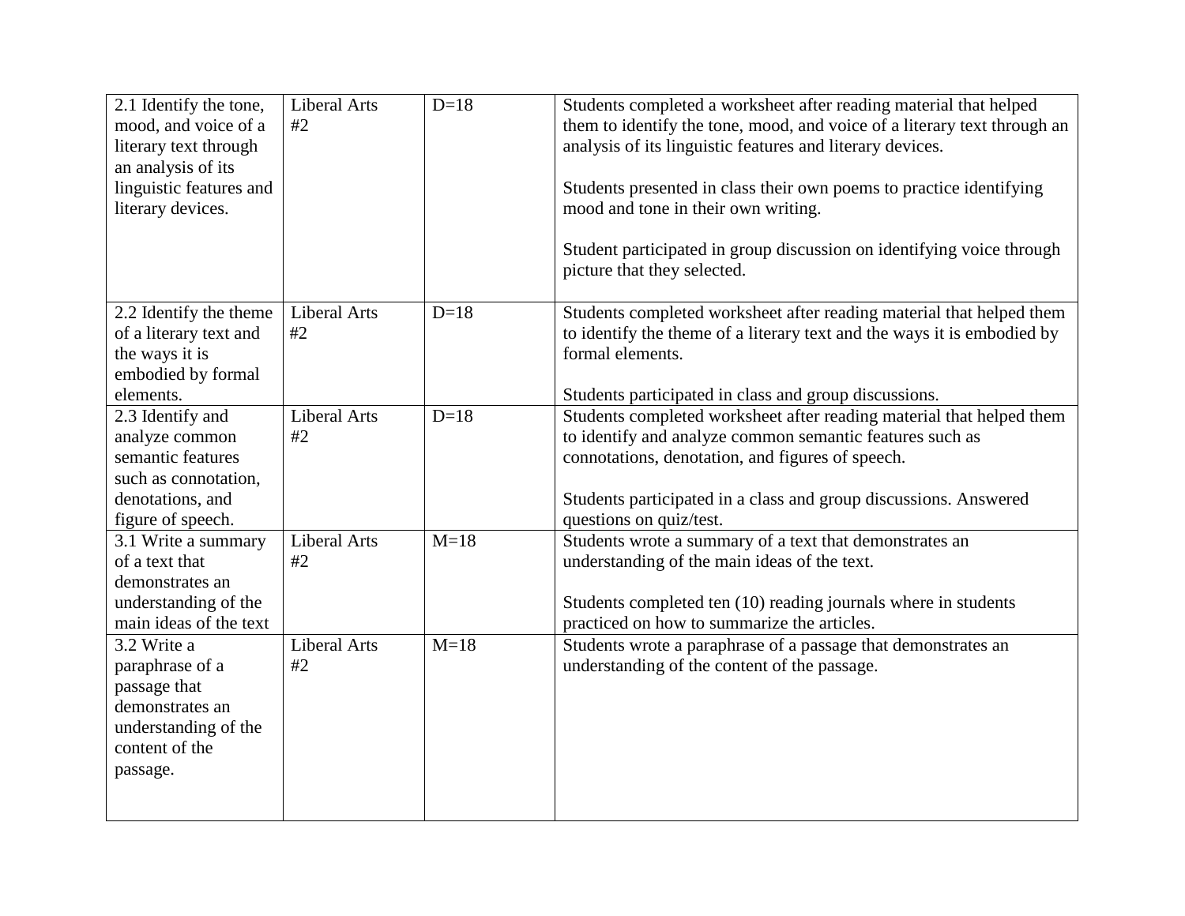| | | | |
|---|---|---|---|
| 2.1 Identify the tone, mood, and voice of a literary text through an analysis of its linguistic features and literary devices. | Liberal Arts #2 | D=18 | Students completed a worksheet after reading material that helped them to identify the tone, mood, and voice of a literary text through an analysis of its linguistic features and literary devices.<br><br>Students presented in class their own poems to practice identifying mood and tone in their own writing.<br><br>Student participated in group discussion on identifying voice through picture that they selected. |
| 2.2 Identify the theme of a literary text and the ways it is embodied by formal elements. | Liberal Arts #2 | D=18 | Students completed worksheet after reading material that helped them to identify the theme of a literary text and the ways it is embodied by formal elements.<br><br>Students participated in class and group discussions. |
| 2.3 Identify and analyze common semantic features such as connotation, denotations, and figure of speech. | Liberal Arts #2 | D=18 | Students completed worksheet after reading material that helped them to identify and analyze common semantic features such as connotations, denotation, and figures of speech.<br><br>Students participated in a class and group discussions. Answered questions on quiz/test. |
| 3.1 Write a summary of a text that demonstrates an understanding of the main ideas of the text | Liberal Arts #2 | M=18 | Students wrote a summary of a text that demonstrates an understanding of the main ideas of the text.<br><br>Students completed ten (10) reading journals where in students practiced on how to summarize the articles. |
| 3.2 Write a paraphrase of a passage that demonstrates an understanding of the content of the passage. | Liberal Arts #2 | M=18 | Students wrote a paraphrase of a passage that demonstrates an understanding of the content of the passage. |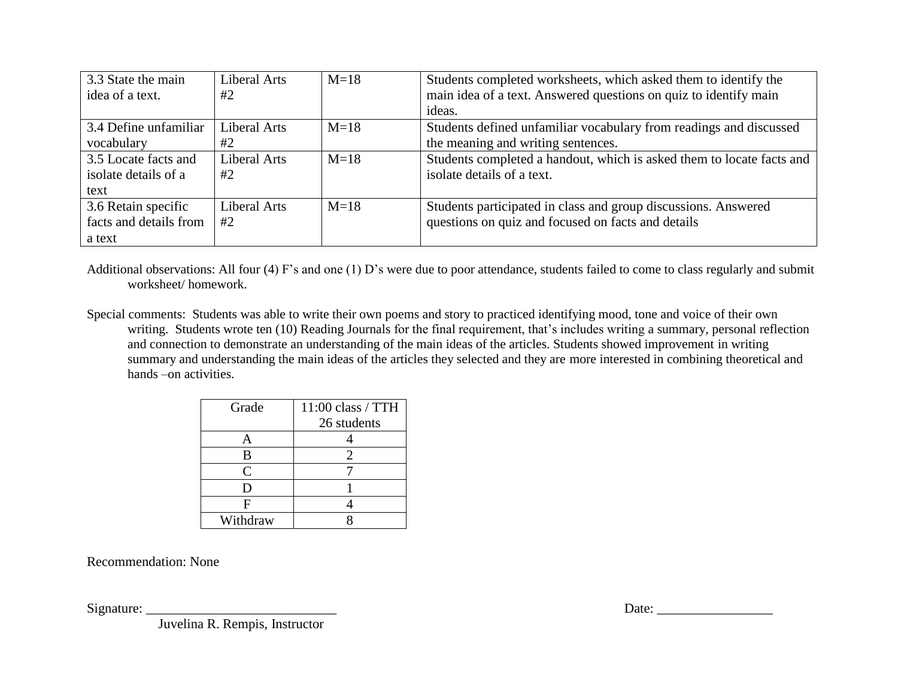| | | | |
|---|---|---|---|
| 3.3 State the main idea of a text. | Liberal Arts #2 | M=18 | Students completed worksheets, which asked them to identify the main idea of a text. Answered questions on quiz to identify main ideas. |
| 3.4 Define unfamiliar vocabulary | Liberal Arts #2 | M=18 | Students defined unfamiliar vocabulary from readings and discussed the meaning and writing sentences. |
| 3.5 Locate facts and isolate details of a text | Liberal Arts #2 | M=18 | Students completed a handout, which is asked them to locate facts and isolate details of a text. |
| 3.6 Retain specific facts and details from a text | Liberal Arts #2 | M=18 | Students participated in class and group discussions. Answered questions on quiz and focused on facts and details |

Additional observations: All four (4) F's and one (1) D's were due to poor attendance, students failed to come to class regularly and submit worksheet/ homework.

Special comments: Students was able to write their own poems and story to practiced identifying mood, tone and voice of their own writing. Students wrote ten (10) Reading Journals for the final requirement, that's includes writing a summary, personal reflection and connection to demonstrate an understanding of the main ideas of the articles. Students showed improvement in writing summary and understanding the main ideas of the articles they selected and they are more interested in combining theoretical and hands –on activities.

| Grade | 11:00 class / TTH 26 students |
|---|---|
| A | 4 |
| B | 2 |
| C | 7 |
| D | 1 |
| F | 4 |
| Withdraw | 8 |

Recommendation: None

Signature: ____________________________ Date: _________________

Juvelina R. Rempis, Instructor